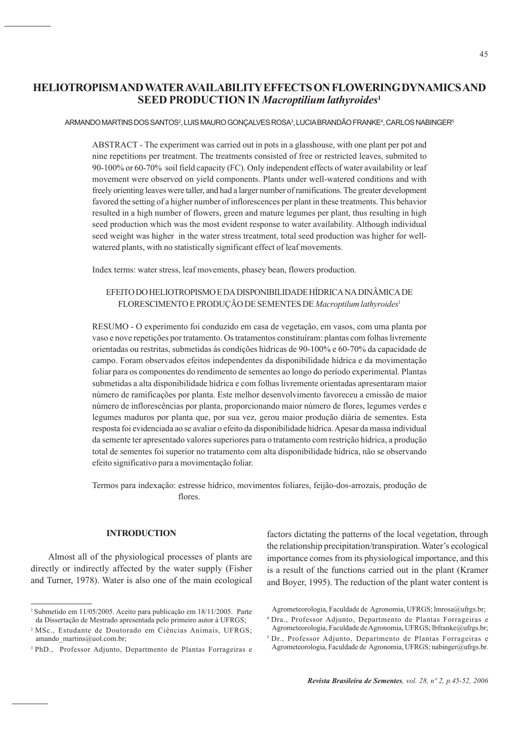# HELIOTROPISM AND WATER AVAILABILITY EFFECTS ON FLOWERING DYNAMICS AND SEED PRODUCTION IN *Macroptilium lathyroides*[1]

ARMANDO MARTINS DOS SANTOS[2], LUIS MAURO GONÇALVES ROSA[3], LUCIA BRANDÃO FRANKE[4], CARLOS NABINGER[5]

ABSTRACT - The experiment was carried out in pots in a glasshouse, with one plant per pot and nine repetitions per treatment. The treatments consisted of free or restricted leaves, submited to 90-100% or 60-70% soil field capacity (FC). Only independent effects of water availability or leaf movement were observed on yield components. Plants under well-watered conditions and with freely orienting leaves were taller, and had a larger number of ramifications. The greater development favored the setting of a higher number of inflorescences per plant in these treatments. This behavior resulted in a high number of flowers, green and mature legumes per plant, thus resulting in high seed production which was the most evident response to water availability. Although individual seed weight was higher in the water stress treatment, total seed production was higher for well-watered plants, with no statistically significant effect of leaf movements.

Index terms: water stress, leaf movements, phasey bean, flowers production.

## EFEITO DO HELIOTROPISMO E DA DISPONIBILIDADE HÍDRICA NA DINÂMICA DE FLORESCIMENTO E PRODUÇÃO DE SEMENTES DE *Macroptilum lathyroides*[1]

RESUMO - O experimento foi conduzido em casa de vegetação, em vasos, com uma planta por vaso e nove repetições por tratamento. Os tratamentos constituíram: plantas com folhas livremente orientadas ou restritas, submetidas às condições hídricas de 90-100% e 60-70% da capacidade de campo. Foram observados efeitos independentes da disponibilidade hídrica e da movimentação foliar para os componentes do rendimento de sementes ao longo do período experimental. Plantas submetidas a alta disponibilidade hídrica e com folhas livremente orientadas apresentaram maior número de ramificações por planta. Este melhor desenvolvimento favoreceu a emissão de maior número de inflorescências por planta, proporcionando maior número de flores, legumes verdes e legumes maduros por planta que, por sua vez, gerou maior produção diária de sementes. Esta resposta foi evidenciada ao se avaliar o efeito da disponibilidade hídrica. Apesar da massa individual da semente ter apresentado valores superiores para o tratamento com restrição hídrica, a produção total de sementes foi superior no tratamento com alta disponibilidade hídrica, não se observando efeito significativo para a movimentação foliar.

Termos para indexação: estresse hídrico, movimentos foliares, feijão-dos-arrozais, produção de flores.

## INTRODUCTION

Almost all of the physiological processes of plants are directly or indirectly affected by the water supply (Fisher and Turner, 1978). Water is also one of the main ecological factors dictating the patterns of the local vegetation, through the relationship precipitation/transpiration. Water's ecological importance comes from its physiological importance, and this is a result of the functions carried out in the plant (Kramer and Boyer, 1995). The reduction of the plant water content is

---

[1] Submetido em 11/05/2005. Aceito para publicação em 18/11/2005. Parte da Dissertação de Mestrado apresentada pelo primeiro autor à UFRGS;

[2] MSc., Estudante de Doutorado em Ciências Animais, UFRGS; amando_martins@uol.com.br;

[3] PhD., Professor Adjunto, Departmento de Plantas Forrageiras e Agrometeorologia, Faculdade de Agronomia, UFRGS; lmrosa@ufrgs.br;

[4] Dra., Professor Adjunto, Departmento de Plantas Forrageiras e Agrometeorologia, Faculdade de Agronomia, UFRGS; lbfranke@ufrgs.br;

[5] Dr., Professor Adjunto, Departmento de Plantas Forrageiras e Agrometeorologia, Faculdade de Agronomia, UFRGS; nabinger@ufrgs.br.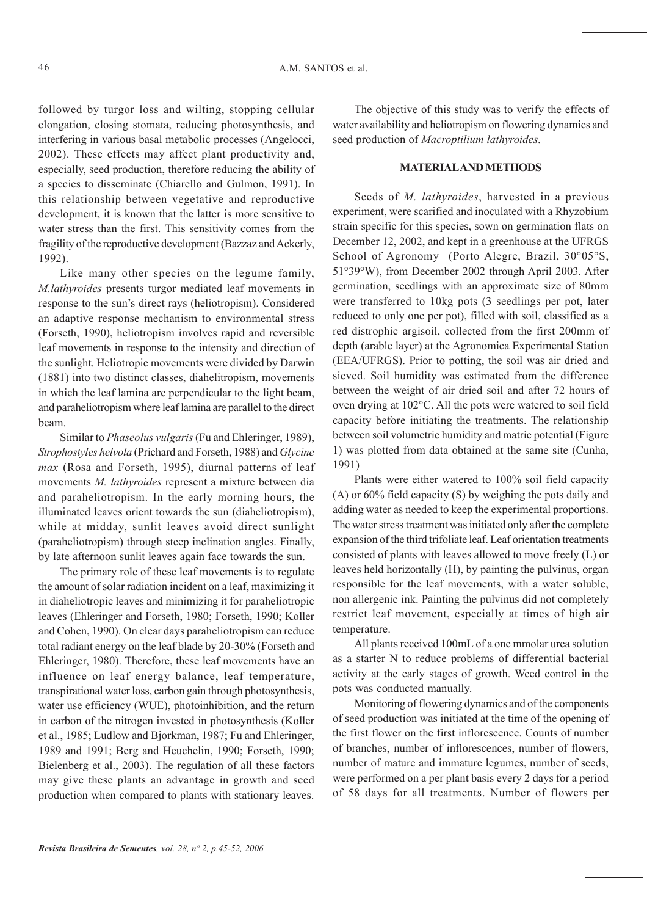followed by turgor loss and wilting, stopping cellular elongation, closing stomata, reducing photosynthesis, and interfering in various basal metabolic processes (Angelocci, 2002). These effects may affect plant productivity and, especially, seed production, therefore reducing the ability of a species to disseminate (Chiarello and Gulmon, 1991). In this relationship between vegetative and reproductive development, it is known that the latter is more sensitive to water stress than the first. This sensitivity comes from the fragility of the reproductive development (Bazzaz and Ackerly, 1992).

Like many other species on the legume family, *M.lathyroides* presents turgor mediated leaf movements in response to the sun's direct rays (heliotropism). Considered an adaptive response mechanism to environmental stress (Forseth, 1990), heliotropism involves rapid and reversible leaf movements in response to the intensity and direction of the sunlight. Heliotropic movements were divided by Darwin (1881) into two distinct classes, diahelitropism, movements in which the leaf lamina are perpendicular to the light beam, and paraheliotropism where leaf lamina are parallel to the direct beam.

Similar to *Phaseolus vulgaris* (Fu and Ehleringer, 1989), *Strophostyles helvola* (Prichard and Forseth, 1988) and *Glycine max* (Rosa and Forseth, 1995), diurnal patterns of leaf movements *M. lathyroides* represent a mixture between dia and paraheliotropism. In the early morning hours, the illuminated leaves orient towards the sun (diaheliotropism), while at midday, sunlit leaves avoid direct sunlight (paraheliotropism) through steep inclination angles. Finally, by late afternoon sunlit leaves again face towards the sun.

The primary role of these leaf movements is to regulate the amount of solar radiation incident on a leaf, maximizing it in diaheliotropic leaves and minimizing it for paraheliotropic leaves (Ehleringer and Forseth, 1980; Forseth, 1990; Koller and Cohen, 1990). On clear days paraheliotropism can reduce total radiant energy on the leaf blade by 20-30% (Forseth and Ehleringer, 1980). Therefore, these leaf movements have an influence on leaf energy balance, leaf temperature, transpirational water loss, carbon gain through photosynthesis, water use efficiency (WUE), photoinhibition, and the return in carbon of the nitrogen invested in photosynthesis (Koller et al., 1985; Ludlow and Bjorkman, 1987; Fu and Ehleringer, 1989 and 1991; Berg and Heuchelin, 1990; Forseth, 1990; Bielenberg et al., 2003). The regulation of all these factors may give these plants an advantage in growth and seed production when compared to plants with stationary leaves.

The objective of this study was to verify the effects of water availability and heliotropism on flowering dynamics and seed production of *Macroptilium lathyroides*.

## MATERIAL AND METHODS

Seeds of *M. lathyroides*, harvested in a previous experiment, were scarified and inoculated with a Rhyzobium strain specific for this species, sown on germination flats on December 12, 2002, and kept in a greenhouse at the UFRGS School of Agronomy (Porto Alegre, Brazil, 30°05°S, 51°39°W), from December 2002 through April 2003. After germination, seedlings with an approximate size of 80mm were transferred to 10kg pots (3 seedlings per pot, later reduced to only one per pot), filled with soil, classified as a red distrophic argisoil, collected from the first 200mm of depth (arable layer) at the Agronomica Experimental Station (EEA/UFRGS). Prior to potting, the soil was air dried and sieved. Soil humidity was estimated from the difference between the weight of air dried soil and after 72 hours of oven drying at 102°C. All the pots were watered to soil field capacity before initiating the treatments. The relationship between soil volumetric humidity and matric potential (Figure 1) was plotted from data obtained at the same site (Cunha, 1991)

Plants were either watered to 100% soil field capacity (A) or 60% field capacity (S) by weighing the pots daily and adding water as needed to keep the experimental proportions. The water stress treatment was initiated only after the complete expansion of the third trifoliate leaf. Leaf orientation treatments consisted of plants with leaves allowed to move freely (L) or leaves held horizontally (H), by painting the pulvinus, organ responsible for the leaf movements, with a water soluble, non allergenic ink. Painting the pulvinus did not completely restrict leaf movement, especially at times of high air temperature.

All plants received 100mL of a one mmolar urea solution as a starter N to reduce problems of differential bacterial activity at the early stages of growth. Weed control in the pots was conducted manually.

Monitoring of flowering dynamics and of the components of seed production was initiated at the time of the opening of the first flower on the first inflorescence. Counts of number of branches, number of inflorescences, number of flowers, number of mature and immature legumes, number of seeds, were performed on a per plant basis every 2 days for a period of 58 days for all treatments. Number of flowers per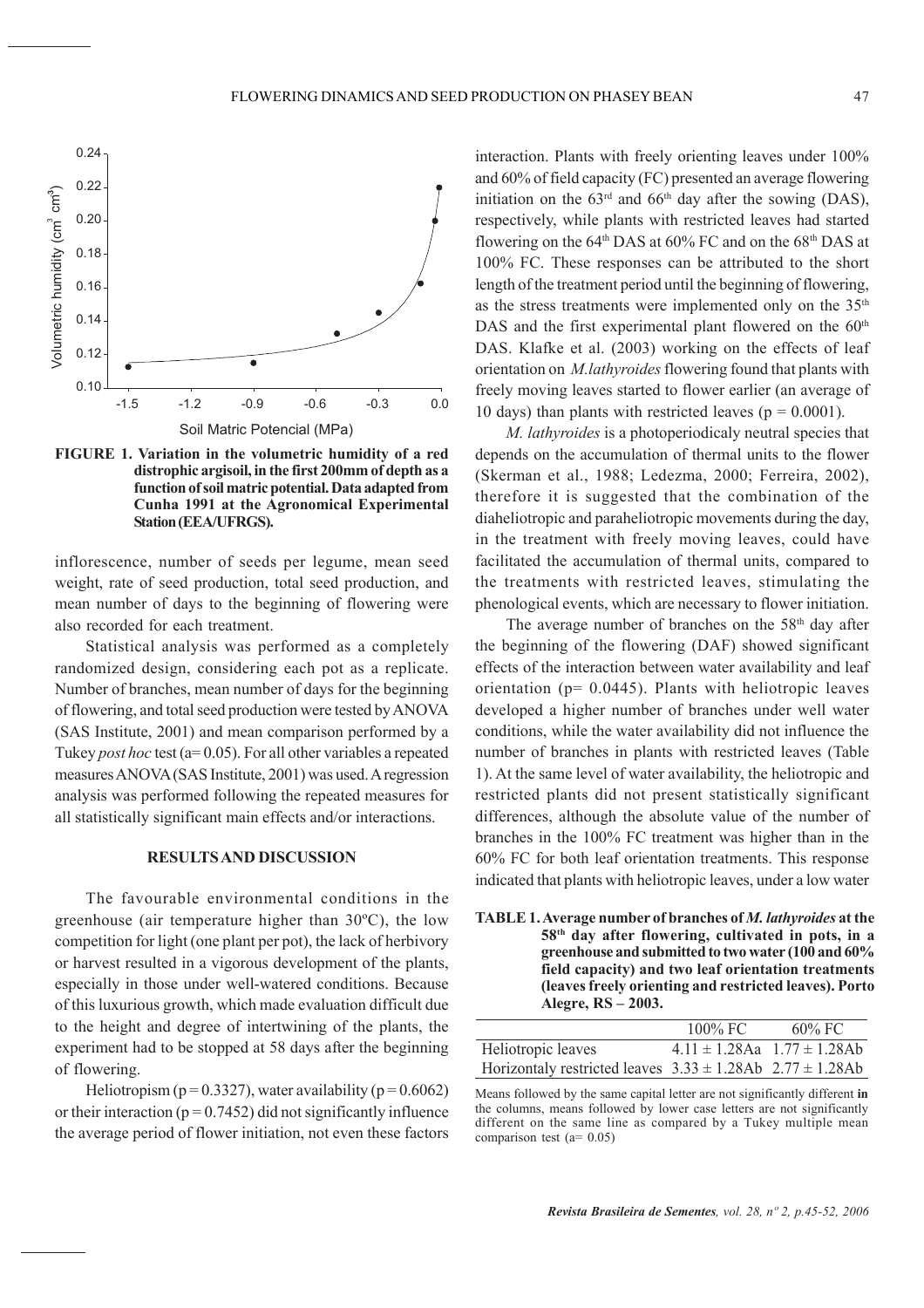**FIGURE 1. Variation in the volumetric humidity of a red distrophic argisoil, in the first 200mm of depth as a function of soil matric potential. Data adapted from Cunha 1991 at the Agronomical Experimental Station (EEA/UFRGS).**

inflorescence, number of seeds per legume, mean seed weight, rate of seed production, total seed production, and mean number of days to the beginning of flowering were also recorded for each treatment.

Statistical analysis was performed as a completely randomized design, considering each pot as a replicate. Number of branches, mean number of days for the beginning of flowering, and total seed production were tested by ANOVA (SAS Institute, 2001) and mean comparison performed by a Tukey *post hoc* test (a= 0.05). For all other variables a repeated measures ANOVA (SAS Institute, 2001) was used. A regression analysis was performed following the repeated measures for all statistically significant main effects and/or interactions.

## RESULTS AND DISCUSSION

The favourable environmental conditions in the greenhouse (air temperature higher than 30ºC), the low competition for light (one plant per pot), the lack of herbivory or harvest resulted in a vigorous development of the plants, especially in those under well-watered conditions. Because of this luxurious growth, which made evaluation difficult due to the height and degree of intertwining of the plants, the experiment had to be stopped at 58 days after the beginning of flowering.

Heliotropism ($p = 0.3327$), water availability ($p = 0.6062$) or their interaction ($p = 0.7452$) did not significantly influence the average period of flower initiation, not even these factors interaction. Plants with freely orienting leaves under 100% and 60% of field capacity (FC) presented an average flowering initiation on the 63rd and 66th day after the sowing (DAS), respectively, while plants with restricted leaves had started flowering on the 64th DAS at 60% FC and on the 68th DAS at 100% FC. These responses can be attributed to the short length of the treatment period until the beginning of flowering, as the stress treatments were implemented only on the 35th DAS and the first experimental plant flowered on the 60th DAS. Klafke et al. (2003) working on the effects of leaf orientation on *M.lathyroides* flowering found that plants with freely moving leaves started to flower earlier (an average of 10 days) than plants with restricted leaves ($p = 0.0001$).

*M. lathyroides* is a photoperiodicaly neutral species that depends on the accumulation of thermal units to the flower (Skerman et al., 1988; Ledezma, 2000; Ferreira, 2002), therefore it is suggested that the combination of the diaheliotropic and paraheliotropic movements during the day, in the treatment with freely moving leaves, could have facilitated the accumulation of thermal units, compared to the treatments with restricted leaves, stimulating the phenological events, which are necessary to flower initiation.

The average number of branches on the 58th day after the beginning of the flowering (DAF) showed significant effects of the interaction between water availability and leaf orientation ($p = 0.0445$). Plants with heliotropic leaves developed a higher number of branches under well water conditions, while the water availability did not influence the number of branches in plants with restricted leaves (Table 1). At the same level of water availability, the heliotropic and restricted plants did not present statistically significant differences, although the absolute value of the number of branches in the 100% FC treatment was higher than in the 60% FC for both leaf orientation treatments. This response indicated that plants with heliotropic leaves, under a low water

**TABLE 1. Average number of branches of *M. lathyroides* at the 58th day after flowering, cultivated in pots, in a greenhouse and submitted to two water (100 and 60% field capacity) and two leaf orientation treatments (leaves freely orienting and restricted leaves). Porto Alegre, RS – 2003.**

| | 100% FC | 60% FC |
|---|---|---|
| Heliotropic leaves | 4.11 ± 1.28Aa | 1.77 ± 1.28Ab |
| Horizontaly restricted leaves | 3.33 ± 1.28Ab | 2.77 ± 1.28Ab |

Means followed by the same capital letter are not significantly different **in** the columns, means followed by lower case letters are not significantly different on the same line as compared by a Tukey multiple mean comparison test (a= 0.05)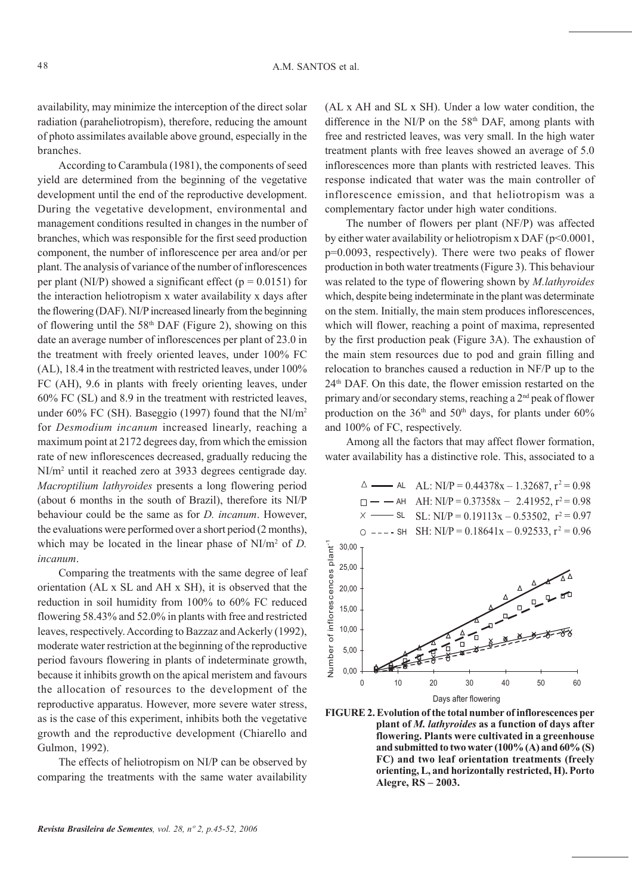availability, may minimize the interception of the direct solar radiation (paraheliotropism), therefore, reducing the amount of photo assimilates available above ground, especially in the branches.

According to Carambula (1981), the components of seed yield are determined from the beginning of the vegetative development until the end of the reproductive development. During the vegetative development, environmental and management conditions resulted in changes in the number of branches, which was responsible for the first seed production component, the number of inflorescence per area and/or per plant. The analysis of variance of the number of inflorescences per plant (NI/P) showed a significant effect ($p = 0.0151$) for the interaction heliotropism x water availability x days after the flowering (DAF). NI/P increased linearly from the beginning of flowering until the 58[th] DAF (Figure 2), showing on this date an average number of inflorescences per plant of 23.0 in the treatment with freely oriented leaves, under 100% FC (AL), 18.4 in the treatment with restricted leaves, under 100% FC (AH), 9.6 in plants with freely orienting leaves, under 60% FC (SL) and 8.9 in the treatment with restricted leaves, under 60% FC (SH). Baseggio (1997) found that the NI/$m^2$ for *Desmodium incanum* increased linearly, reaching a maximum point at 2172 degrees day, from which the emission rate of new inflorescences decreased, gradually reducing the NI/$m^2$ until it reached zero at 3933 degrees centigrade day. *Macroptilium lathyroides* presents a long flowering period (about 6 months in the south of Brazil), therefore its NI/P behaviour could be the same as for *D. incanum*. However, the evaluations were performed over a short period (2 months), which may be located in the linear phase of NI/$m^2$ of *D. incanum*.

Comparing the treatments with the same degree of leaf orientation (AL x SL and AH x SH), it is observed that the reduction in soil humidity from 100% to 60% FC reduced flowering 58.43% and 52.0% in plants with free and restricted leaves, respectively. According to Bazzaz and Ackerly (1992), moderate water restriction at the beginning of the reproductive period favours flowering in plants of indeterminate growth, because it inhibits growth on the apical meristem and favours the allocation of resources to the development of the reproductive apparatus. However, more severe water stress, as is the case of this experiment, inhibits both the vegetative growth and the reproductive development (Chiarello and Gulmon, 1992).

The effects of heliotropism on NI/P can be observed by comparing the treatments with the same water availability (AL x AH and SL x SH). Under a low water condition, the difference in the NI/P on the 58[th] DAF, among plants with free and restricted leaves, was very small. In the high water treatment plants with free leaves showed an average of 5.0 inflorescences more than plants with restricted leaves. This response indicated that water was the main controller of inflorescence emission, and that heliotropism was a complementary factor under high water conditions.

The number of flowers per plant (NF/P) was affected by either water availability or heliotropism x DAF ($p<0.0001$, $p=0.0093$, respectively). There were two peaks of flower production in both water treatments (Figure 3). This behaviour was related to the type of flowering shown by *M.lathyroides* which, despite being indeterminate in the plant was determinate on the stem. Initially, the main stem produces inflorescences, which will flower, reaching a point of maxima, represented by the first production peak (Figure 3A). The exhaustion of the main stem resources due to pod and grain filling and relocation to branches caused a reduction in NF/P up to the 24[th] DAF. On this date, the flower emission restarted on the primary and/or secondary stems, reaching a 2[nd] peak of flower production on the 36[th] and 50[th] days, for plants under 60% and 100% of FC, respectively.

Among all the factors that may affect flower formation, water availability has a distinctive role. This, associated to a

AL: $NI/P = 0.44378x - 1.32687$, $r^2 = 0.98$
AH: $NI/P = 0.37358x - 2.41952$, $r^2 = 0.98$
SL: $NI/P = 0.19113x - 0.53502$, $r^2 = 0.97$
SH: $NI/P = 0.18641x - 0.92533$, $r^2 = 0.96$

**FIGURE 2. Evolution of the total number of inflorescences per plant of *M. lathyroides* as a function of days after flowering. Plants were cultivated in a greenhouse and submitted to two water (100% (A) and 60% (S) FC) and two leaf orientation treatments (freely orienting, L, and horizontally restricted, H). Porto Alegre, RS – 2003.**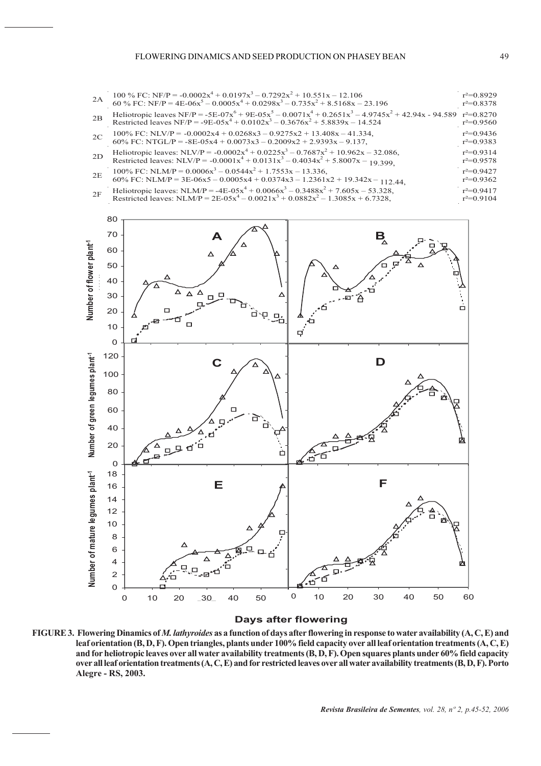| | | |
|---|---|---|
| 2A | 100 % FC: $NF/P = -0.0002x^4 + 0.0197x^3 - 0.7292x^2 + 10.551x - 12.106$ <br> 60 % FC: $NF/P = 4E\text{-}06x^5 - 0.0005x^4 + 0.0298x^3 - 0.735x^2 + 8.5168x - 23.196$ | $r^2=0.8929$ <br> $r^2=0.8378$ |
| 2B | Heliotropic leaves $NF/P = -5E\text{-}07x^6 + 9E\text{-}05x^5 - 0.0071x^4 + 0.2651x^3 - 4.9745x^2 + 42.94x - 94.589$ <br> Restricted leaves $NF/P = -9E\text{-}05x^4 + 0.0102x^3 - 0.3676x^2 + 5.8839x - 14.524$ | $r^2=0.8270$ <br> $r^2=0.9560$ |
| 2C | 100% FC: $NLV/P = -0.0002x4 + 0.0268x3 - 0.9275x2 + 13.408x - 41.334$, <br> 60% FC: $NTGL/P = -8E\text{-}05x4 + 0.0073x3 - 0.2009x2 + 2.9393x - 9.137$, | $r^2=0.9436$ <br> $r^2=0.9383$ |
| 2D | Heliotropic leaves: $NLV/P = -0.0002x^4 + 0.0225x^3 - 0.7687x^2 + 10.962x - 32.086$, <br> Restricted leaves: $NLV/P = -0.0001x^4 + 0.0131x^3 - 0.4034x^2 + 5.8007x - 19.399$, | $r^2=0.9314$ <br> $r^2=0.9578$ |
| 2E | 100% FC: $NLM/P = 0.0006x^3 - 0.0544x^2 + 1.7553x - 13.336$, <br> 60% FC: $NLM/P = 3E\text{-}06x5 - 0.0005x4 + 0.0374x3 - 1.2361x2 + 19.342x - 112.44$, | $r^2=0.9427$ <br> $r^2=0.9362$ |
| 2F | Heliotropic leaves: $NLM/P = -4E\text{-}05x^4 + 0.0066x^3 - 0.3488x^2 + 7.605x - 53.328$, <br> Restricted leaves: $NLM/P = 2E\text{-}05x^4 - 0.0021x^3 + 0.0882x^2 - 1.3085x + 6.7328$, | $r^2=0.9417$ <br> $r^2=0.9104$ |

**FIGURE 3. Flowering Dinamics of *M. lathyroides* as a function of days after flowering in response to water availability (A, C, E) and leaf orientation (B, D, F). Open triangles, plants under 100% field capacity over all leaf orientation treatments (A, C, E) and for heliotropic leaves over all water availability treatments (B, D, F). Open squares plants under 60% field capacity over all leaf orientation treatments (A, C, E) and for restricted leaves over all water availability treatments (B, D, F). Porto Alegre - RS, 2003.**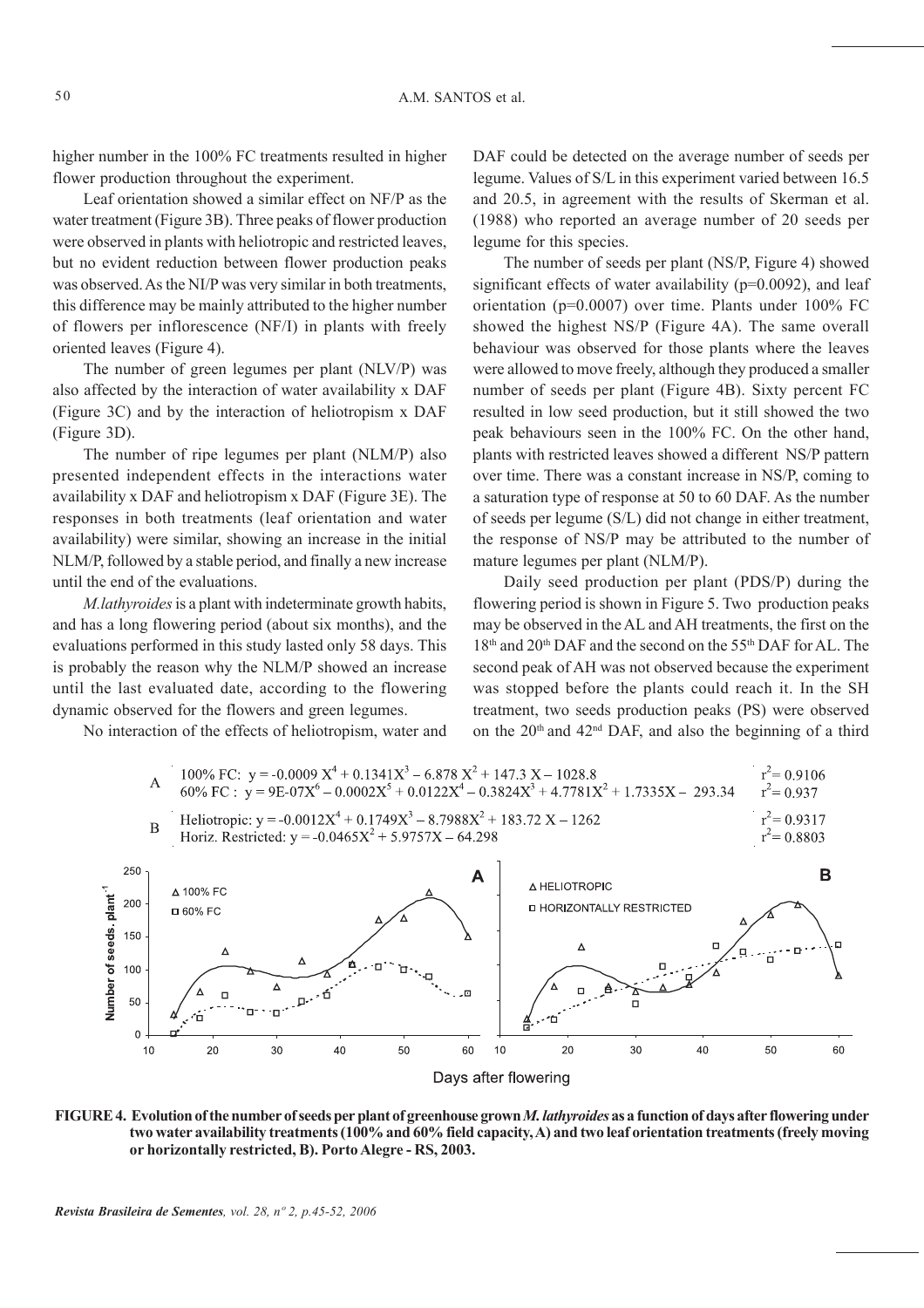higher number in the 100% FC treatments resulted in higher flower production throughout the experiment.

Leaf orientation showed a similar effect on NF/P as the water treatment (Figure 3B). Three peaks of flower production were observed in plants with heliotropic and restricted leaves, but no evident reduction between flower production peaks was observed. As the NI/P was very similar in both treatments, this difference may be mainly attributed to the higher number of flowers per inflorescence (NF/I) in plants with freely oriented leaves (Figure 4).

The number of green legumes per plant (NLV/P) was also affected by the interaction of water availability x DAF (Figure 3C) and by the interaction of heliotropism x DAF (Figure 3D).

The number of ripe legumes per plant (NLM/P) also presented independent effects in the interactions water availability x DAF and heliotropism x DAF (Figure 3E). The responses in both treatments (leaf orientation and water availability) were similar, showing an increase in the initial NLM/P, followed by a stable period, and finally a new increase until the end of the evaluations.

*M.lathyroides* is a plant with indeterminate growth habits, and has a long flowering period (about six months), and the evaluations performed in this study lasted only 58 days. This is probably the reason why the NLM/P showed an increase until the last evaluated date, according to the flowering dynamic observed for the flowers and green legumes.

No interaction of the effects of heliotropism, water and DAF could be detected on the average number of seeds per legume. Values of S/L in this experiment varied between 16.5 and 20.5, in agreement with the results of Skerman et al. (1988) who reported an average number of 20 seeds per legume for this species.

The number of seeds per plant (NS/P, Figure 4) showed significant effects of water availability ($p=0.0092$), and leaf orientation ($p=0.0007$) over time. Plants under 100% FC showed the highest NS/P (Figure 4A). The same overall behaviour was observed for those plants where the leaves were allowed to move freely, although they produced a smaller number of seeds per plant (Figure 4B). Sixty percent FC resulted in low seed production, but it still showed the two peak behaviours seen in the 100% FC. On the other hand, plants with restricted leaves showed a different NS/P pattern over time. There was a constant increase in NS/P, coming to a saturation type of response at 50 to 60 DAF. As the number of seeds per legume (S/L) did not change in either treatment, the response of NS/P may be attributed to the number of mature legumes per plant (NLM/P).

Daily seed production per plant (PDS/P) during the flowering period is shown in Figure 5. Two production peaks may be observed in the AL and AH treatments, the first on the 18th and 20th DAF and the second on the 55th DAF for AL. The second peak of AH was not observed because the experiment was stopped before the plants could reach it. In the SH treatment, two seeds production peaks (PS) were observed on the 20th and 42nd DAF, and also the beginning of a third

A — 100% FC: $y = -0.0009X^4 + 0.1341X^3 - 6.878X^2 + 147.3X - 1028.8$ ; $r^2 = 0.9106$
60% FC: $y = 9E\text{-}07X^6 - 0.0002X^5 + 0.0122X^4 - 0.3824X^3 + 4.7781X^2 + 1.7335X - 293.34$ ; $r^2 = 0.937$

B — Heliotropic: $y = -0.0012X^4 + 0.1749X^3 - 8.7988X^2 + 183.72X - 1262$ ; $r^2 = 0.9317$
Horiz. Restricted: $y = -0.0465X^2 + 5.9757X - 64.298$ ; $r^2 = 0.8803$

**FIGURE 4. Evolution of the number of seeds per plant of greenhouse grown *M. lathyroides* as a function of days after flowering under two water availability treatments (100% and 60% field capacity, A) and two leaf orientation treatments (freely moving or horizontally restricted, B). Porto Alegre - RS, 2003.**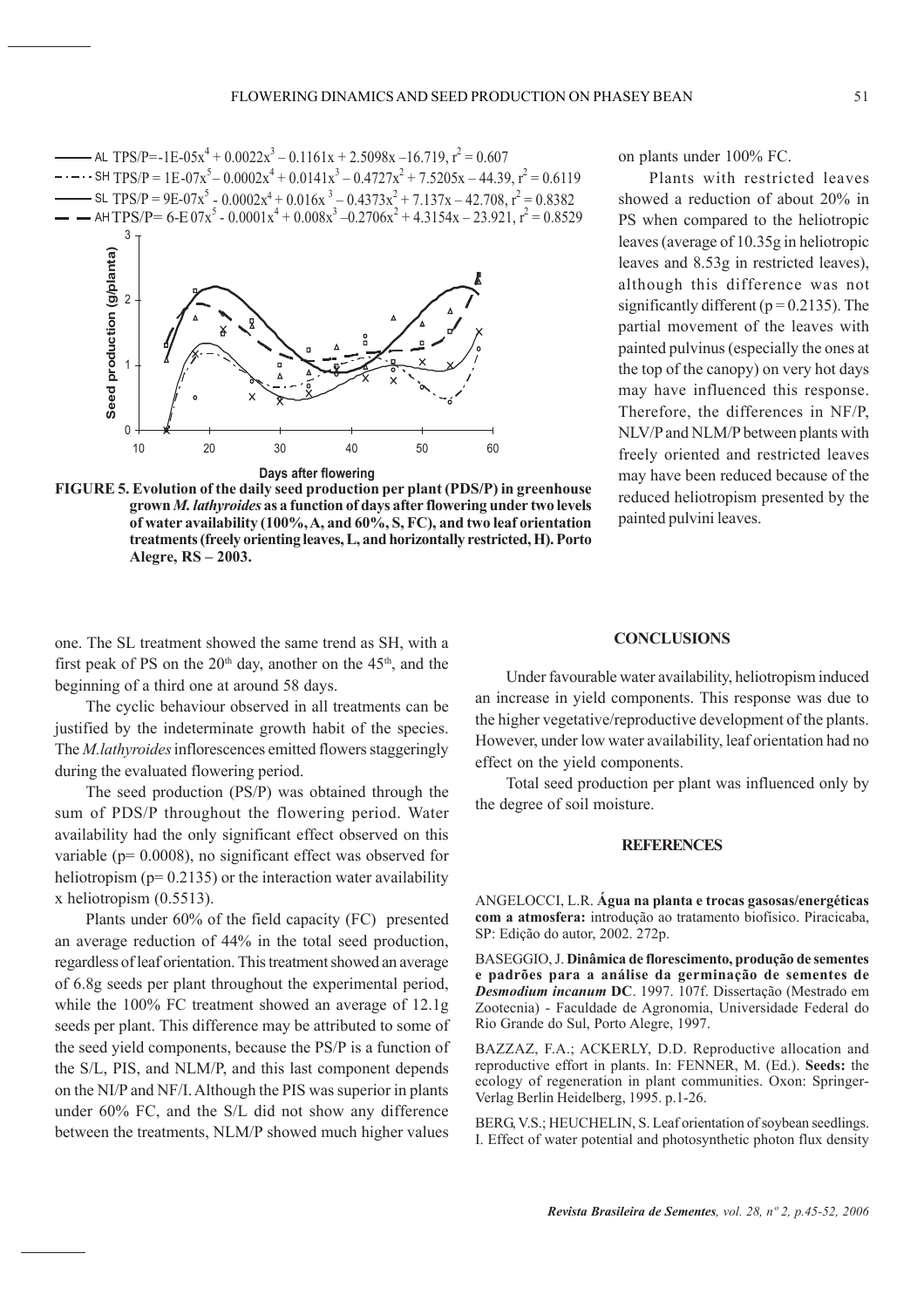AL $TPS/P = -1E\text{-}05x^4 + 0.0022x^3 - 0.1161x + 2.5098x - 16.719$, $r^2 = 0.607$

SH $TPS/P = 1E\text{-}07x^5 - 0.0002x^4 + 0.0141x^3 - 0.4727x^2 + 7.5205x - 44.39$, $r^2 = 0.6119$

SL $TPS/P = 9E\text{-}07x^5 - 0.0002x^4 + 0.016x^3 - 0.4373x^2 + 7.137x - 42.708$, $r^2 = 0.8382$

AH $TPS/P = 6\text{-}E\,07x^5 - 0.0001x^4 + 0.008x^3 - 0.2706x^2 + 4.3154x - 23.921$, $r^2 = 0.8529$

**FIGURE 5. Evolution of the daily seed production per plant (PDS/P) in greenhouse grown *M. lathyroides* as a function of days after flowering under two levels of water availability (100%, A, and 60%, S, FC), and two leaf orientation treatments (freely orienting leaves, L, and horizontally restricted, H). Porto Alegre, RS – 2003.**

one. The SL treatment showed the same trend as SH, with a first peak of PS on the 20th day, another on the 45th, and the beginning of a third one at around 58 days.

The cyclic behaviour observed in all treatments can be justified by the indeterminate growth habit of the species. The *M.lathyroides* inflorescences emitted flowers staggeringly during the evaluated flowering period.

The seed production (PS/P) was obtained through the sum of PDS/P throughout the flowering period. Water availability had the only significant effect observed on this variable ($p = 0.0008$), no significant effect was observed for heliotropism ($p = 0.2135$) or the interaction water availability x heliotropism (0.5513).

Plants under 60% of the field capacity (FC) presented an average reduction of 44% in the total seed production, regardless of leaf orientation. This treatment showed an average of 6.8g seeds per plant throughout the experimental period, while the 100% FC treatment showed an average of 12.1g seeds per plant. This difference may be attributed to some of the seed yield components, because the PS/P is a function of the S/L, PIS, and NLM/P, and this last component depends on the NI/P and NF/I. Although the PIS was superior in plants under 60% FC, and the S/L did not show any difference between the treatments, NLM/P showed much higher values on plants under 100% FC.

Plants with restricted leaves showed a reduction of about 20% in PS when compared to the heliotropic leaves (average of 10.35g in heliotropic leaves and 8.53g in restricted leaves), although this difference was not significantly different ($p = 0.2135$). The partial movement of the leaves with painted pulvinus (especially the ones at the top of the canopy) on very hot days may have influenced this response. Therefore, the differences in NF/P, NLV/P and NLM/P between plants with freely oriented and restricted leaves may have been reduced because of the reduced heliotropism presented by the painted pulvini leaves.

## CONCLUSIONS

Under favourable water availability, heliotropism induced an increase in yield components. This response was due to the higher vegetative/reproductive development of the plants. However, under low water availability, leaf orientation had no effect on the yield components.

Total seed production per plant was influenced only by the degree of soil moisture.

## REFERENCES

ANGELOCCI, L.R. **Água na planta e trocas gasosas/energéticas com a atmosfera:** introdução ao tratamento biofísico. Piracicaba, SP: Edição do autor, 2002. 272p.

BASEGGIO, J. **Dinâmica de florescimento, produção de sementes e padrões para a análise da germinação de sementes de *Desmodium incanum* DC**. 1997. 107f. Dissertação (Mestrado em Zootecnia) - Faculdade de Agronomia, Universidade Federal do Rio Grande do Sul, Porto Alegre, 1997.

BAZZAZ, F.A.; ACKERLY, D.D. Reproductive allocation and reproductive effort in plants. In: FENNER, M. (Ed.). **Seeds:** the ecology of regeneration in plant communities. Oxon: Springer-Verlag Berlin Heidelberg, 1995. p.1-26.

BERG, V.S.; HEUCHELIN, S. Leaf orientation of soybean seedlings. I. Effect of water potential and photosynthetic photon flux density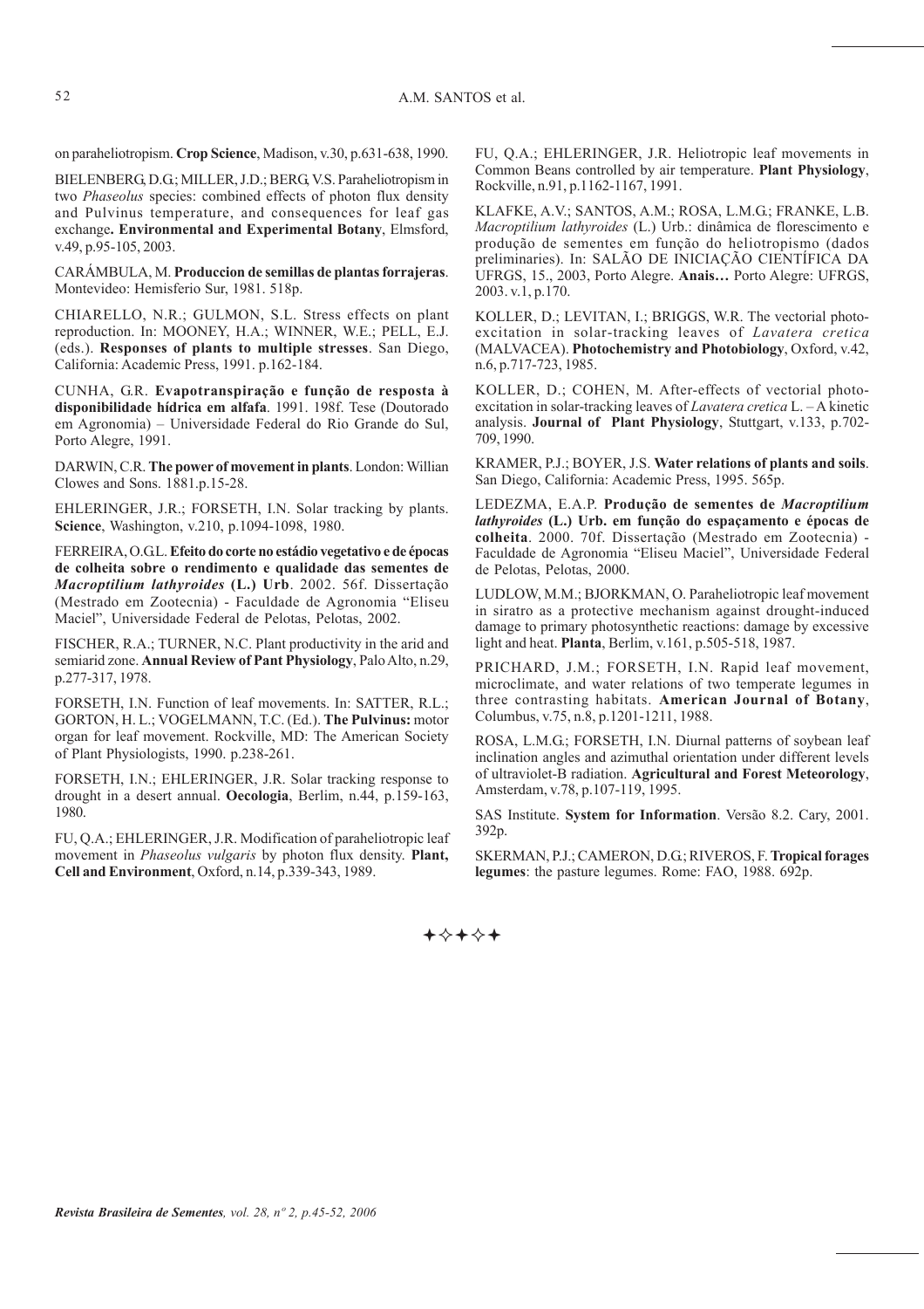on paraheliotropism. **Crop Science**, Madison, v.30, p.631-638, 1990.

BIELENBERG, D.G.; MILLER, J.D.; BERG, V.S. Paraheliotropism in two *Phaseolus* species: combined effects of photon flux density and Pulvinus temperature, and consequences for leaf gas exchange**. Environmental and Experimental Botany**, Elmsford, v.49, p.95-105, 2003.

CARÁMBULA, M. **Produccion de semillas de plantas forrajeras**. Montevideo: Hemisferio Sur, 1981. 518p.

CHIARELLO, N.R.; GULMON, S.L. Stress effects on plant reproduction. In: MOONEY, H.A.; WINNER, W.E.; PELL, E.J. (eds.). **Responses of plants to multiple stresses**. San Diego, California: Academic Press, 1991. p.162-184.

CUNHA, G.R. **Evapotranspiração e função de resposta à disponibilidade hídrica em alfafa**. 1991. 198f. Tese (Doutorado em Agronomia) – Universidade Federal do Rio Grande do Sul, Porto Alegre, 1991.

DARWIN, C.R. **The power of movement in plants**. London: Willian Clowes and Sons. 1881.p.15-28.

EHLERINGER, J.R.; FORSETH, I.N. Solar tracking by plants. **Science**, Washington, v.210, p.1094-1098, 1980.

FERREIRA, O.G.L. **Efeito do corte no estádio vegetativo e de épocas de colheita sobre o rendimento e qualidade das sementes de** ***Macroptilium lathyroides*** **(L.) Urb**. 2002. 56f. Dissertação (Mestrado em Zootecnia) - Faculdade de Agronomia "Eliseu Maciel", Universidade Federal de Pelotas, Pelotas, 2002.

FISCHER, R.A.; TURNER, N.C. Plant productivity in the arid and semiarid zone. **Annual Review of Pant Physiology**, Palo Alto, n.29, p.277-317, 1978.

FORSETH, I.N. Function of leaf movements. In: SATTER, R.L.; GORTON, H. L.; VOGELMANN, T.C. (Ed.). **The Pulvinus:** motor organ for leaf movement. Rockville, MD: The American Society of Plant Physiologists, 1990. p.238-261.

FORSETH, I.N.; EHLERINGER, J.R. Solar tracking response to drought in a desert annual. **Oecologia**, Berlim, n.44, p.159-163, 1980.

FU, Q.A.; EHLERINGER, J.R. Modification of paraheliotropic leaf movement in *Phaseolus vulgaris* by photon flux density. **Plant, Cell and Environment**, Oxford, n.14, p.339-343, 1989.

FU, Q.A.; EHLERINGER, J.R. Heliotropic leaf movements in Common Beans controlled by air temperature. **Plant Physiology**, Rockville, n.91, p.1162-1167, 1991.

KLAFKE, A.V.; SANTOS, A.M.; ROSA, L.M.G.; FRANKE, L.B. *Macroptilium lathyroides* (L.) Urb.: dinâmica de florescimento e produção de sementes em função do heliotropismo (dados preliminaries). In: SALÃO DE INICIAÇÃO CIENTÍFICA DA UFRGS, 15., 2003, Porto Alegre. **Anais…** Porto Alegre: UFRGS, 2003. v.1, p.170.

KOLLER, D.; LEVITAN, I.; BRIGGS, W.R. The vectorial photo-excitation in solar-tracking leaves of *Lavatera cretica* (MALVACEA). **Photochemistry and Photobiology**, Oxford, v.42, n.6, p.717-723, 1985.

KOLLER, D.; COHEN, M. After-effects of vectorial photo-excitation in solar-tracking leaves of *Lavatera cretica* L. – A kinetic analysis. **Journal of Plant Physiology**, Stuttgart, v.133, p.702-709, 1990.

KRAMER, P.J.; BOYER, J.S. **Water relations of plants and soils**. San Diego, California: Academic Press, 1995. 565p.

LEDEZMA, E.A.P. **Produção de sementes de** ***Macroptilium lathyroides*** **(L.) Urb. em função do espaçamento e épocas de colheita**. 2000. 70f. Dissertação (Mestrado em Zootecnia) - Faculdade de Agronomia "Eliseu Maciel", Universidade Federal de Pelotas, Pelotas, 2000.

LUDLOW, M.M.; BJORKMAN, O. Paraheliotropic leaf movement in siratro as a protective mechanism against drought-induced damage to primary photosynthetic reactions: damage by excessive light and heat. **Planta**, Berlim, v.161, p.505-518, 1987.

PRICHARD, J.M.; FORSETH, I.N. Rapid leaf movement, microclimate, and water relations of two temperate legumes in three contrasting habitats. **American Journal of Botany**, Columbus, v.75, n.8, p.1201-1211, 1988.

ROSA, L.M.G.; FORSETH, I.N. Diurnal patterns of soybean leaf inclination angles and azimuthal orientation under different levels of ultraviolet-B radiation. **Agricultural and Forest Meteorology**, Amsterdam, v.78, p.107-119, 1995.

SAS Institute. **System for Information**. Versão 8.2. Cary, 2001. 392p.

SKERMAN, P.J.; CAMERON, D.G.; RIVEROS, F. **Tropical forages legumes**: the pasture legumes. Rome: FAO, 1988. 692p.

✦✧✦✧✦